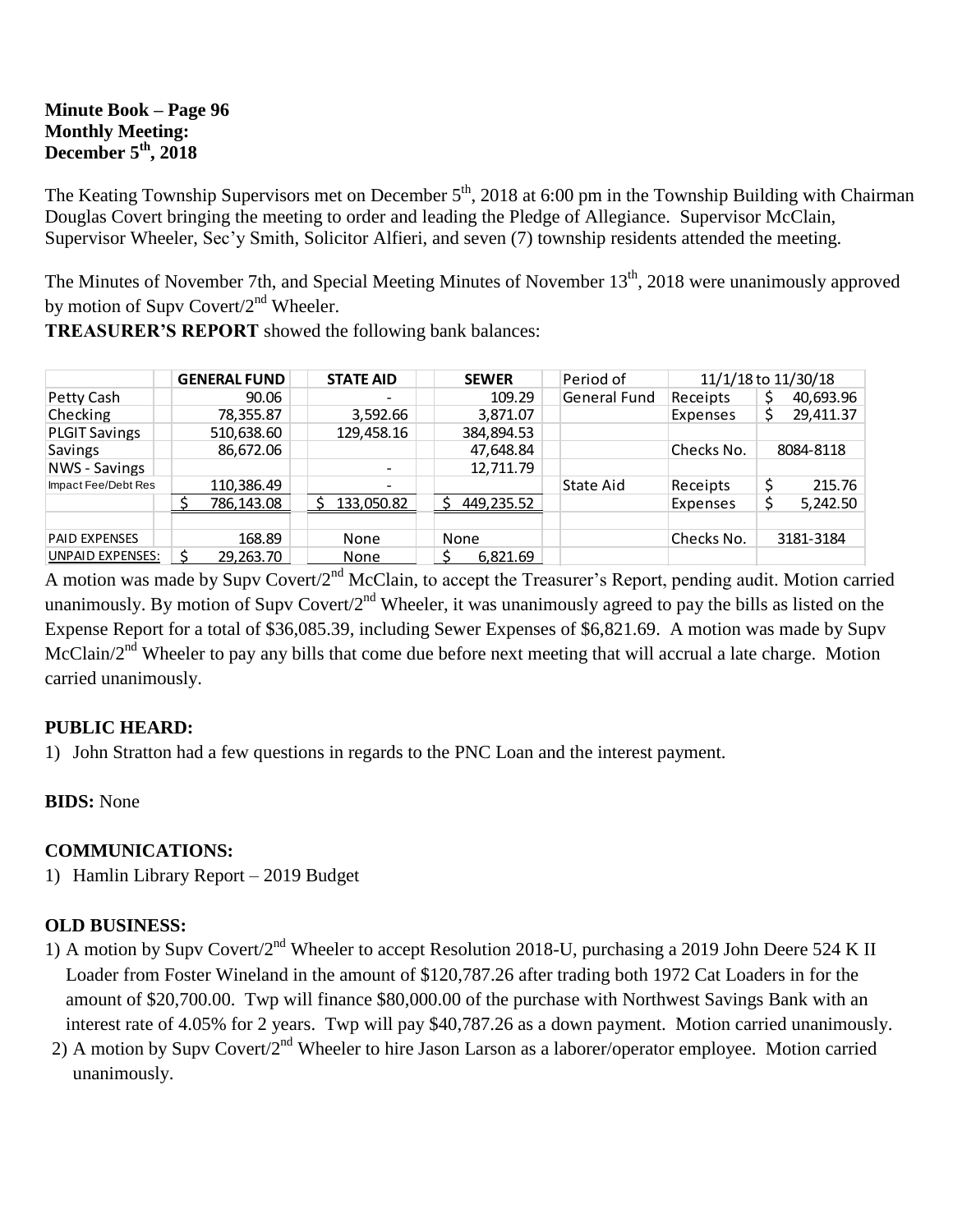**Minute Book – Page 96**
**Monthly Meeting:**
**December 5th, 2018**

The Keating Township Supervisors met on December 5th, 2018 at 6:00 pm in the Township Building with Chairman Douglas Covert bringing the meeting to order and leading the Pledge of Allegiance. Supervisor McClain, Supervisor Wheeler, Sec'y Smith, Solicitor Alfieri, and seven (7) township residents attended the meeting.

The Minutes of November 7th, and Special Meeting Minutes of November 13th, 2018 were unanimously approved by motion of Supv Covert/2nd Wheeler.

**TREASURER'S REPORT** showed the following bank balances:

| | GENERAL FUND | STATE AID | SEWER | Period of | 11/1/18 to 11/30/18 | |
|---|---|---|---|---|---|---|
| Petty Cash | 90.06 | - | 109.29 | General Fund | Receipts | $ 40,693.96 |
| Checking | 78,355.87 | 3,592.66 | 3,871.07 | | Expenses | $ 29,411.37 |
| PLGIT Savings | 510,638.60 | 129,458.16 | 384,894.53 | | | |
| Savings | 86,672.06 | | 47,648.84 | | Checks No. | 8084-8118 |
| NWS - Savings | | - | 12,711.79 | | | |
| Impact Fee/Debt Res | 110,386.49 | - | | State Aid | Receipts | $ 215.76 |
| | $ 786,143.08 | $ 133,050.82 | $ 449,235.52 | | Expenses | $ 5,242.50 |
| | | | | | | |
| PAID EXPENSES | 168.89 | None | None | | Checks No. | 3181-3184 |
| UNPAID EXPENSES: | $ 29,263.70 | None | $ 6,821.69 | | | |

A motion was made by Supv Covert/2nd McClain, to accept the Treasurer's Report, pending audit. Motion carried unanimously. By motion of Supv Covert/2nd Wheeler, it was unanimously agreed to pay the bills as listed on the Expense Report for a total of $36,085.39, including Sewer Expenses of $6,821.69. A motion was made by Supv McClain/2nd Wheeler to pay any bills that come due before next meeting that will accrual a late charge. Motion carried unanimously.

**PUBLIC HEARD:**

1) John Stratton had a few questions in regards to the PNC Loan and the interest payment.

**BIDS:** None

**COMMUNICATIONS:**

1) Hamlin Library Report – 2019 Budget

**OLD BUSINESS:**

1) A motion by Supv Covert/2nd Wheeler to accept Resolution 2018-U, purchasing a 2019 John Deere 524 K II Loader from Foster Wineland in the amount of $120,787.26 after trading both 1972 Cat Loaders in for the amount of $20,700.00. Twp will finance $80,000.00 of the purchase with Northwest Savings Bank with an interest rate of 4.05% for 2 years. Twp will pay $40,787.26 as a down payment. Motion carried unanimously.
2) A motion by Supv Covert/2nd Wheeler to hire Jason Larson as a laborer/operator employee. Motion carried unanimously.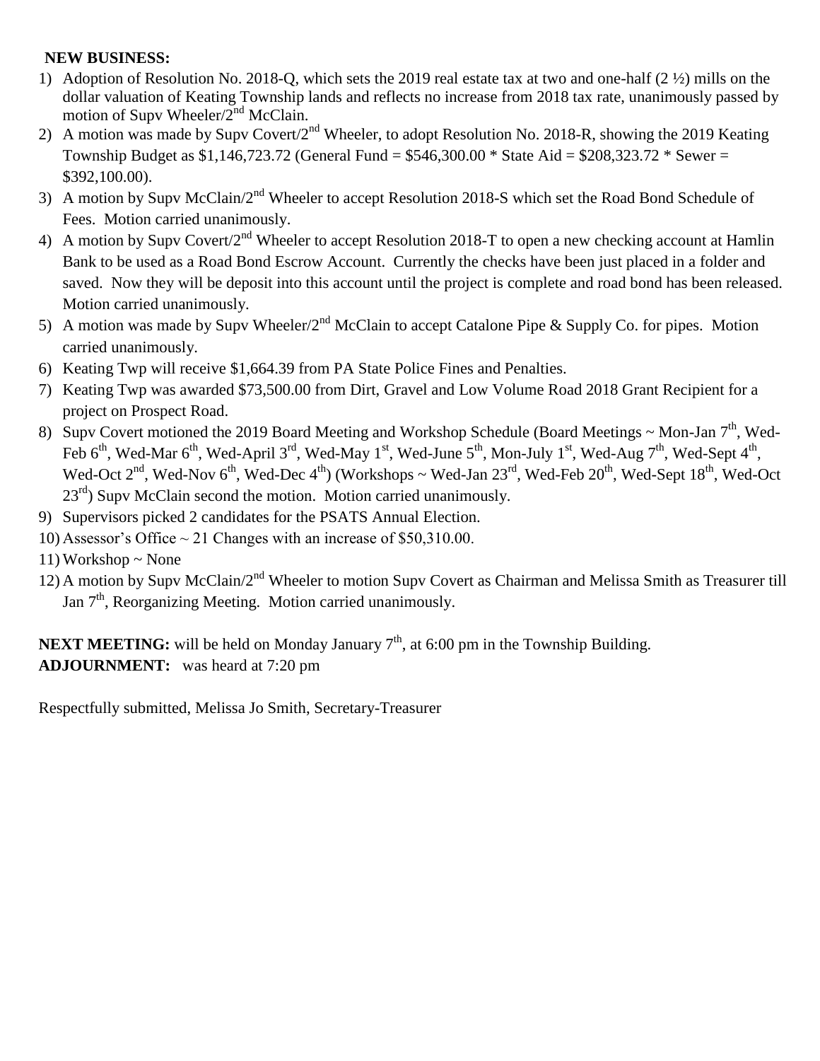**NEW BUSINESS:**

1) Adoption of Resolution No. 2018-Q, which sets the 2019 real estate tax at two and one-half (2 ½) mills on the dollar valuation of Keating Township lands and reflects no increase from 2018 tax rate, unanimously passed by motion of Supv Wheeler/2nd McClain.
2) A motion was made by Supv Covert/2nd Wheeler, to adopt Resolution No. 2018-R, showing the 2019 Keating Township Budget as $1,146,723.72 (General Fund = $546,300.00 * State Aid = $208,323.72 * Sewer = $392,100.00).
3) A motion by Supv McClain/2nd Wheeler to accept Resolution 2018-S which set the Road Bond Schedule of Fees. Motion carried unanimously.
4) A motion by Supv Covert/2nd Wheeler to accept Resolution 2018-T to open a new checking account at Hamlin Bank to be used as a Road Bond Escrow Account. Currently the checks have been just placed in a folder and saved. Now they will be deposit into this account until the project is complete and road bond has been released. Motion carried unanimously.
5) A motion was made by Supv Wheeler/2nd McClain to accept Catalone Pipe & Supply Co. for pipes. Motion carried unanimously.
6) Keating Twp will receive $1,664.39 from PA State Police Fines and Penalties.
7) Keating Twp was awarded $73,500.00 from Dirt, Gravel and Low Volume Road 2018 Grant Recipient for a project on Prospect Road.
8) Supv Covert motioned the 2019 Board Meeting and Workshop Schedule (Board Meetings ~ Mon-Jan 7th, Wed-Feb 6th, Wed-Mar 6th, Wed-April 3rd, Wed-May 1st, Wed-June 5th, Mon-July 1st, Wed-Aug 7th, Wed-Sept 4th, Wed-Oct 2nd, Wed-Nov 6th, Wed-Dec 4th) (Workshops ~ Wed-Jan 23rd, Wed-Feb 20th, Wed-Sept 18th, Wed-Oct 23rd) Supv McClain second the motion. Motion carried unanimously.
9) Supervisors picked 2 candidates for the PSATS Annual Election.
10) Assessor's Office ~ 21 Changes with an increase of $50,310.00.
11) Workshop ~ None
12) A motion by Supv McClain/2nd Wheeler to motion Supv Covert as Chairman and Melissa Smith as Treasurer till Jan 7th, Reorganizing Meeting. Motion carried unanimously.

**NEXT MEETING:** will be held on Monday January 7th, at 6:00 pm in the Township Building.
**ADJOURNMENT:** was heard at 7:20 pm

Respectfully submitted, Melissa Jo Smith, Secretary-Treasurer